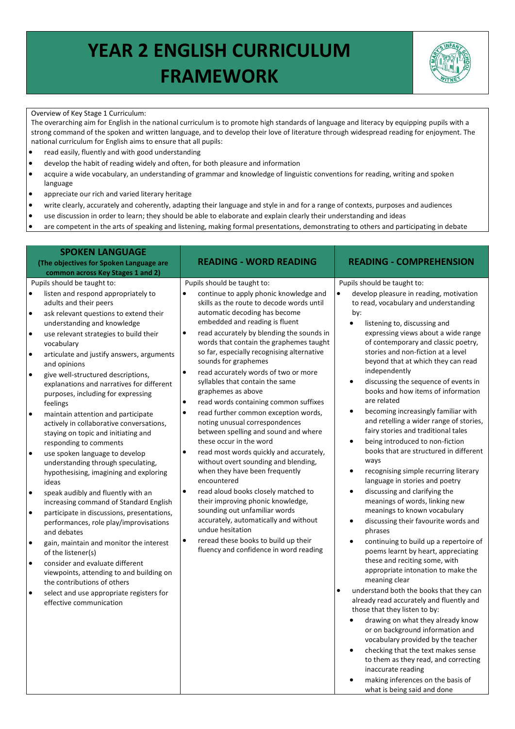# YEAR 2 ENGLISH CURRICULUM FRAMEWORK

Overview of Key Stage 1 Curriculum:

The overarching aim for English in the national curriculum is to promote high standards of language and literacy by equipping pupils with a strong command of the spoken and written language, and to develop their love of literature through widespread reading for enjoyment. The national curriculum for English aims to ensure that all pupils:

- read easily, fluently and with good understanding
- develop the habit of reading widely and often, for both pleasure and information
- acquire a wide vocabulary, an understanding of grammar and knowledge of linguistic conventions for reading, writing and spoken language
- appreciate our rich and varied literary heritage
- write clearly, accurately and coherently, adapting their language and style in and for a range of contexts, purposes and audiences
- use discussion in order to learn; they should be able to elaborate and explain clearly their understanding and ideas
- are competent in the arts of speaking and listening, making formal presentations, demonstrating to others and participating in debate

## SPOKEN LANGUAGE

**(The objectives for Spoken Language are common across Key Stages 1 and 2)**

Pupils should be taught to:

- listen and respond appropriately to adults and their peers
- ask relevant questions to extend their understanding and knowledge
- use relevant strategies to build their vocabulary
- articulate and justify answers, arguments and opinions
- give well-structured descriptions, explanations and narratives for different purposes, including for expressing feelings
- maintain attention and participate actively in collaborative conversations, staying on topic and initiating and responding to comments
- use spoken language to develop understanding through speculating, hypothesising, imagining and exploring ideas
- speak audibly and fluently with an increasing command of Standard English
- participate in discussions, presentations, performances, role play/improvisations and debates
- gain, maintain and monitor the interest of the listener(s)
- consider and evaluate different viewpoints, attending to and building on the contributions of others
- select and use appropriate registers for effective communication

## READING - WORD READING

Pupils should be taught to:

- continue to apply phonic knowledge and skills as the route to decode words until automatic decoding has become embedded and reading is fluent
- read accurately by blending the sounds in words that contain the graphemes taught so far, especially recognising alternative sounds for graphemes
- read accurately words of two or more syllables that contain the same graphemes as above
- read words containing common suffixes
- read further common exception words, noting unusual correspondences between spelling and sound and where these occur in the word
- read most words quickly and accurately, without overt sounding and blending, when they have been frequently encountered
- read aloud books closely matched to their improving phonic knowledge, sounding out unfamiliar words accurately, automatically and without undue hesitation
- reread these books to build up their fluency and confidence in word reading

## READING - COMPREHENSION

Pupils should be taught to:

- develop pleasure in reading, motivation to read, vocabulary and understanding by:
  - listening to, discussing and expressing views about a wide range of contemporary and classic poetry, stories and non-fiction at a level beyond that at which they can read independently
  - discussing the sequence of events in books and how items of information are related
  - becoming increasingly familiar with and retelling a wider range of stories, fairy stories and traditional tales
  - being introduced to non-fiction books that are structured in different ways
  - recognising simple recurring literary language in stories and poetry
  - discussing and clarifying the meanings of words, linking new meanings to known vocabulary
  - discussing their favourite words and phrases
  - continuing to build up a repertoire of poems learnt by heart, appreciating these and reciting some, with appropriate intonation to make the meaning clear
- understand both the books that they can already read accurately and fluently and those that they listen to by:
  - drawing on what they already know or on background information and vocabulary provided by the teacher
  - checking that the text makes sense to them as they read, and correcting inaccurate reading
  - making inferences on the basis of what is being said and done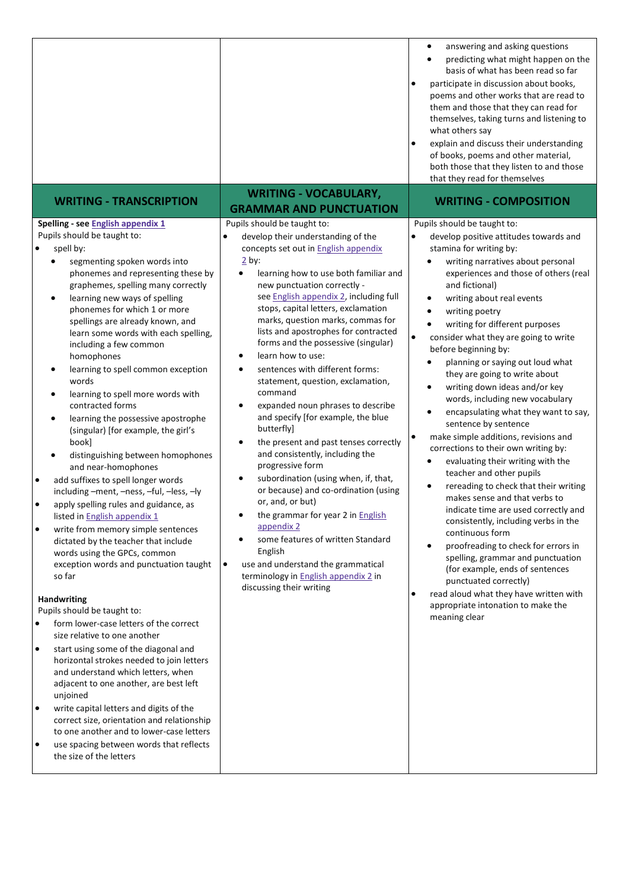|  |  |  |
|---|---|---|
|  |  | • answering and asking questions<br>• predicting what might happen on the basis of what has been read so far<br>• participate in discussion about books, poems and other works that are read to them and those that they can read for themselves, taking turns and listening to what others say<br>• explain and discuss their understanding of books, poems and other material, both those that they listen to and those that they read for themselves |
| **WRITING - TRANSCRIPTION** | **WRITING - VOCABULARY, GRAMMAR AND PUNCTUATION** | **WRITING - COMPOSITION** |
| **Spelling - see English appendix 1**<br>Pupils should be taught to:<br>• spell by:<br>  • segmenting spoken words into phonemes and representing these by graphemes, spelling many correctly<br>  • learning new ways of spelling phonemes for which 1 or more spellings are already known, and learn some words with each spelling, including a few common homophones<br>  • learning to spell common exception words<br>  • learning to spell more words with contracted forms<br>  • learning the possessive apostrophe (singular) [for example, the girl's book]<br>  • distinguishing between homophones and near-homophones<br>• add suffixes to spell longer words including –ment, –ness, –ful, –less, –ly<br>• apply spelling rules and guidance, as listed in English appendix 1<br>• write from memory simple sentences dictated by the teacher that include words using the GPCs, common exception words and punctuation taught so far<br><br>**Handwriting**<br>Pupils should be taught to:<br>• form lower-case letters of the correct size relative to one another<br>• start using some of the diagonal and horizontal strokes needed to join letters and understand which letters, when adjacent to one another, are best left unjoined<br>• write capital letters and digits of the correct size, orientation and relationship to one another and to lower-case letters<br>• use spacing between words that reflects the size of the letters | Pupils should be taught to:<br>• develop their understanding of the concepts set out in English appendix 2 by:<br>  • learning how to use both familiar and new punctuation correctly - see English appendix 2, including full stops, capital letters, exclamation marks, question marks, commas for lists and apostrophes for contracted forms and the possessive (singular)<br>  • learn how to use:<br>  • sentences with different forms: statement, question, exclamation, command<br>  • expanded noun phrases to describe and specify [for example, the blue butterfly]<br>  • the present and past tenses correctly and consistently, including the progressive form<br>  • subordination (using when, if, that, or because) and co-ordination (using or, and, or but)<br>  • the grammar for year 2 in English appendix 2<br>  • some features of written Standard English<br>• use and understand the grammatical terminology in English appendix 2 in discussing their writing | Pupils should be taught to:<br>• develop positive attitudes towards and stamina for writing by:<br>  • writing narratives about personal experiences and those of others (real and fictional)<br>  • writing about real events<br>  • writing poetry<br>  • writing for different purposes<br>• consider what they are going to write before beginning by:<br>  • planning or saying out loud what they are going to write about<br>  • writing down ideas and/or key words, including new vocabulary<br>  • encapsulating what they want to say, sentence by sentence<br>• make simple additions, revisions and corrections to their own writing by:<br>  • evaluating their writing with the teacher and other pupils<br>  • rereading to check that their writing makes sense and that verbs to indicate time are used correctly and consistently, including verbs in the continuous form<br>  • proofreading to check for errors in spelling, grammar and punctuation (for example, ends of sentences punctuated correctly)<br>• read aloud what they have written with appropriate intonation to make the meaning clear |